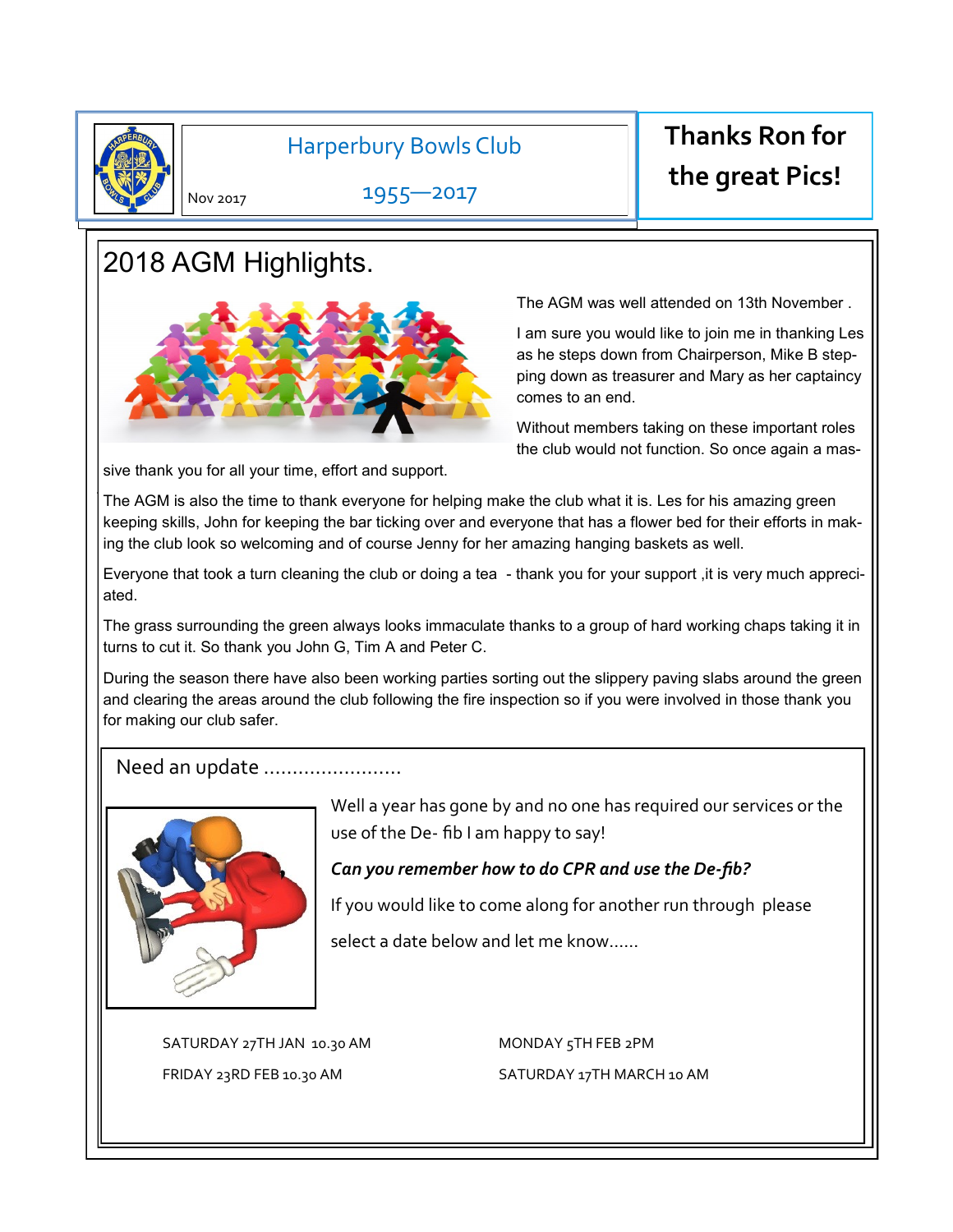Harperbury Bowls Club

Nov 2017

1955—2017

**Thanks Ron for the great Pics!**

# 2018 AGM Highlights.

The AGM was well attended on 13th November .

I am sure you would like to join me in thanking Les as he steps down from Chairperson, Mike B stepping down as treasurer and Mary as her captaincy comes to an end.

Without members taking on these important roles the club would not function. So once again a massive thank you for all your time, effort and support.

The AGM is also the time to thank everyone for helping make the club what it is. Les for his amazing green keeping skills, John for keeping the bar ticking over and everyone that has a flower bed for their efforts in making the club look so welcoming and of course Jenny for her amazing hanging baskets as well.

Everyone that took a turn cleaning the club or doing a tea - thank you for your support ,it is very much appreciated.

The grass surrounding the green always looks immaculate thanks to a group of hard working chaps taking it in turns to cut it. So thank you John G, Tim A and Peter C.

During the season there have also been working parties sorting out the slippery paving slabs around the green and clearing the areas around the club following the fire inspection so if you were involved in those thank you for making our club safer.

## Need an update ........................

Well a year has gone by and no one has required our services or the use of the De- fib I am happy to say!

***Can you remember how to do CPR and use the De-fib?***

If you would like to come along for another run through please

select a date below and let me know......

SATURDAY 27TH JAN 10.30 AM

MONDAY 5TH FEB 2PM

FRIDAY 23RD FEB 10.30 AM

SATURDAY 17TH MARCH 10 AM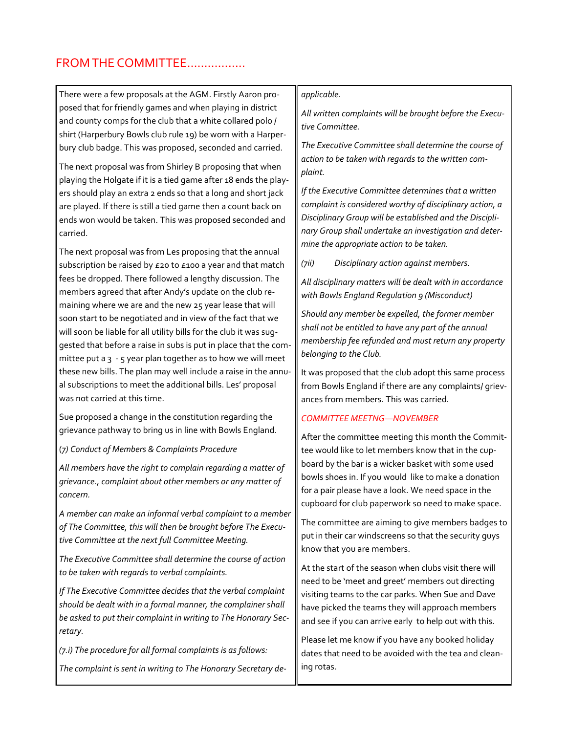## FROM THE COMMITTEE.................

There were a few proposals at the AGM. Firstly Aaron proposed that for friendly games and when playing in district and county comps for the club that a white collared polo / shirt (Harperbury Bowls club rule 19) be worn with a Harperbury club badge. This was proposed, seconded and carried.

The next proposal was from Shirley B proposing that when playing the Holgate if it is a tied game after 18 ends the players should play an extra 2 ends so that a long and short jack are played. If there is still a tied game then a count back on ends won would be taken. This was proposed seconded and carried.

The next proposal was from Les proposing that the annual subscription be raised by £20 to £100 a year and that match fees be dropped. There followed a lengthy discussion. The members agreed that after Andy's update on the club remaining where we are and the new 25 year lease that will soon start to be negotiated and in view of the fact that we will soon be liable for all utility bills for the club it was suggested that before a raise in subs is put in place that the committee put a 3 - 5 year plan together as to how we will meet these new bills. The plan may well include a raise in the annual subscriptions to meet the additional bills. Les' proposal was not carried at this time.

Sue proposed a change in the constitution regarding the grievance pathway to bring us in line with Bowls England.

(*7) Conduct of Members & Complaints Procedure*

*All members have the right to complain regarding a matter of grievance., complaint about other members or any matter of concern.*

*A member can make an informal verbal complaint to a member of The Committee, this will then be brought before The Executive Committee at the next full Committee Meeting.*

*The Executive Committee shall determine the course of action to be taken with regards to verbal complaints.*

*If The Executive Committee decides that the verbal complaint should be dealt with in a formal manner, the complainer shall be asked to put their complaint in writing to The Honorary Secretary.*

*(7.i) The procedure for all formal complaints is as follows:*

*The complaint is sent in writing to The Honorary Secretary delete as applicable.*

*All written complaints will be brought before the Executive Committee.*

*The Executive Committee shall determine the course of action to be taken with regards to the written complaint.*

*If the Executive Committee determines that a written complaint is considered worthy of disciplinary action, a Disciplinary Group will be established and the Disciplinary Group shall undertake an investigation and determine the appropriate action to be taken.*

*(7ii) Disciplinary action against members.*

*All disciplinary matters will be dealt with in accordance with Bowls England Regulation 9 (Misconduct)*

*Should any member be expelled, the former member shall not be entitled to have any part of the annual membership fee refunded and must return any property belonging to the Club.*

It was proposed that the club adopt this same process from Bowls England if there are any complaints/ grievances from members. This was carried.

### COMMITTEE MEETNG—NOVEMBER

After the committee meeting this month the Committee would like to let members know that in the cupboard by the bar is a wicker basket with some used bowls shoes in. If you would like to make a donation for a pair please have a look. We need space in the cupboard for club paperwork so need to make space.

The committee are aiming to give members badges to put in their car windscreens so that the security guys know that you are members.

At the start of the season when clubs visit there will need to be 'meet and greet' members out directing visiting teams to the car parks. When Sue and Dave have picked the teams they will approach members and see if you can arrive early to help out with this.

Please let me know if you have any booked holiday dates that need to be avoided with the tea and cleaning rotas.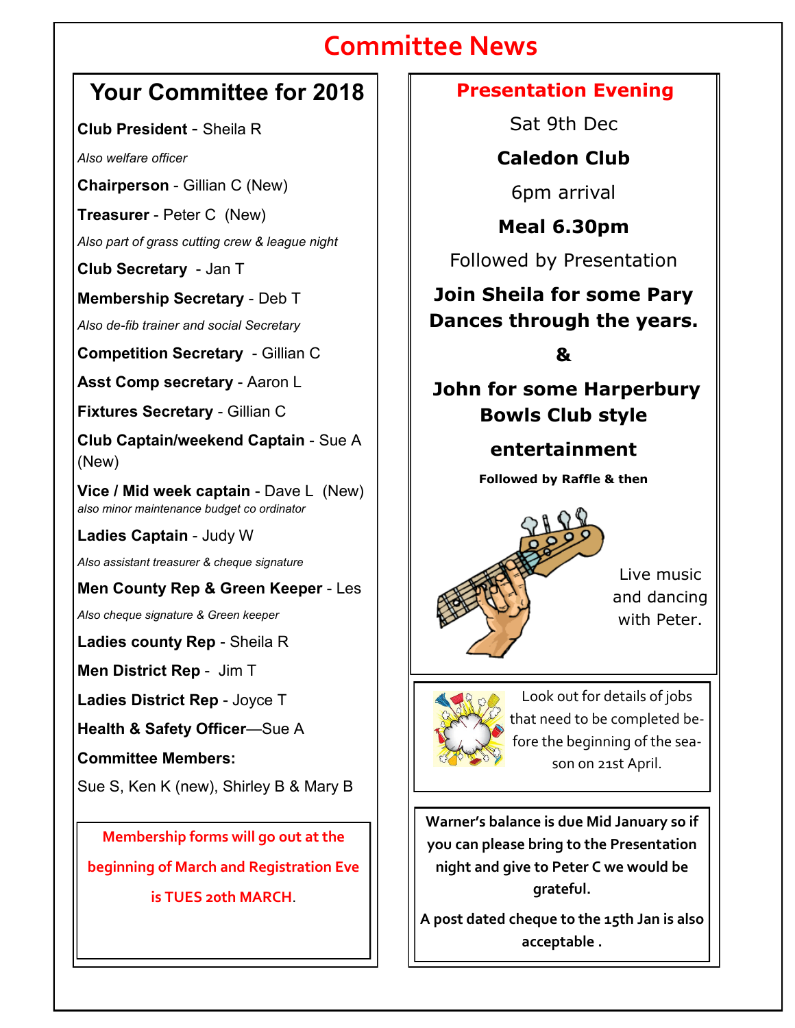# Committee News

## Your Committee for 2018

**Club President -** Sheila R

*Also welfare officer*

**Chairperson** - Gillian C (New)

**Treasurer** - Peter C (New)

*Also part of grass cutting crew & league night*

**Club Secretary** - Jan T

**Membership Secretary** - Deb T

*Also de-fib trainer and social Secretary*

**Competition Secretary** - Gillian C

**Asst Comp secretary** - Aaron L

**Fixtures Secretary** - Gillian C

**Club Captain/weekend Captain** - Sue A (New)

**Vice / Mid week captain** - Dave L (New)
*also minor maintenance budget co ordinator*

**Ladies Captain** - Judy W

*Also assistant treasurer & cheque signature*

**Men County Rep & Green Keeper** - Les

*Also cheque signature & Green keeper*

**Ladies county Rep** - Sheila R

**Men District Rep** - Jim T

**Ladies District Rep** - Joyce T

**Health & Safety Officer**—Sue A

**Committee Members:**

Sue S, Ken K (new), Shirley B & Mary B

Membership forms will go out at the beginning of March and Registration Eve is TUES 20th MARCH.

## Presentation Evening

Sat 9th Dec

**Caledon Club**

6pm arrival

**Meal 6.30pm**

Followed by Presentation

**Join Sheila for some Pary Dances through the years.**

**&**

**John for some Harperbury Bowls Club style entertainment**

**Followed by Raffle & then**

Live music and dancing with Peter.

Look out for details of jobs that need to be completed before the beginning of the season on 21st April.

**Warner's balance is due Mid January so if you can please bring to the Presentation night and give to Peter C we would be grateful.**

**A post dated cheque to the 15th Jan is also acceptable .**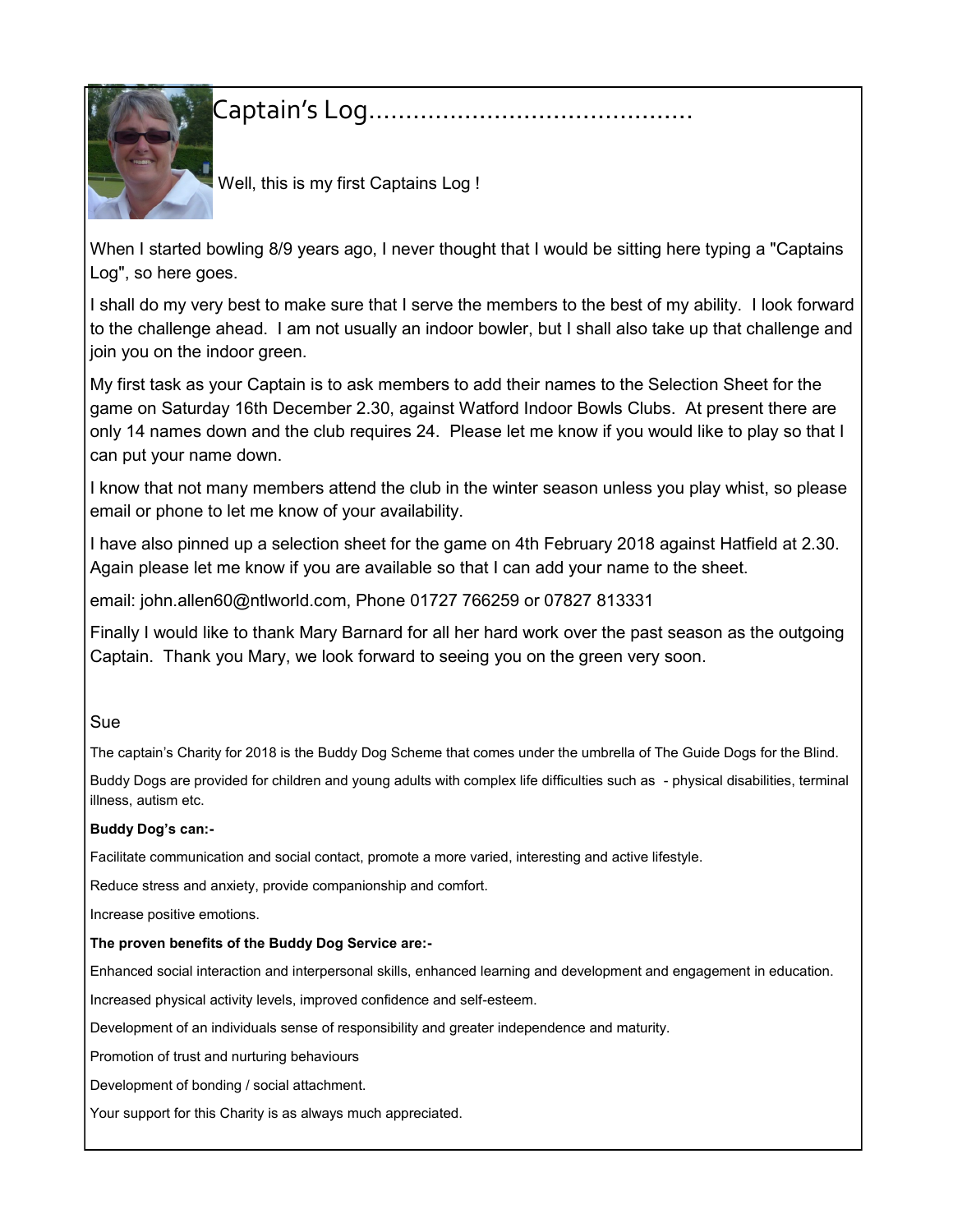# Captain's Log………………………………….

Well, this is my first Captains Log !

When I started bowling 8/9 years ago, I never thought that I would be sitting here typing a "Captains Log", so here goes.

I shall do my very best to make sure that I serve the members to the best of my ability. I look forward to the challenge ahead. I am not usually an indoor bowler, but I shall also take up that challenge and join you on the indoor green.

My first task as your Captain is to ask members to add their names to the Selection Sheet for the game on Saturday 16th December 2.30, against Watford Indoor Bowls Clubs. At present there are only 14 names down and the club requires 24. Please let me know if you would like to play so that I can put your name down.

I know that not many members attend the club in the winter season unless you play whist, so please email or phone to let me know of your availability.

I have also pinned up a selection sheet for the game on 4th February 2018 against Hatfield at 2.30. Again please let me know if you are available so that I can add your name to the sheet.

email: john.allen60@ntlworld.com, Phone 01727 766259 or 07827 813331

Finally I would like to thank Mary Barnard for all her hard work over the past season as the outgoing Captain. Thank you Mary, we look forward to seeing you on the green very soon.

Sue

The captain's Charity for 2018 is the Buddy Dog Scheme that comes under the umbrella of The Guide Dogs for the Blind.

Buddy Dogs are provided for children and young adults with complex life difficulties such as - physical disabilities, terminal illness, autism etc.

**Buddy Dog's can:-**

Facilitate communication and social contact, promote a more varied, interesting and active lifestyle.

Reduce stress and anxiety, provide companionship and comfort.

Increase positive emotions.

**The proven benefits of the Buddy Dog Service are:-**

Enhanced social interaction and interpersonal skills, enhanced learning and development and engagement in education.

Increased physical activity levels, improved confidence and self-esteem.

Development of an individuals sense of responsibility and greater independence and maturity.

Promotion of trust and nurturing behaviours

Development of bonding / social attachment.

Your support for this Charity is as always much appreciated.